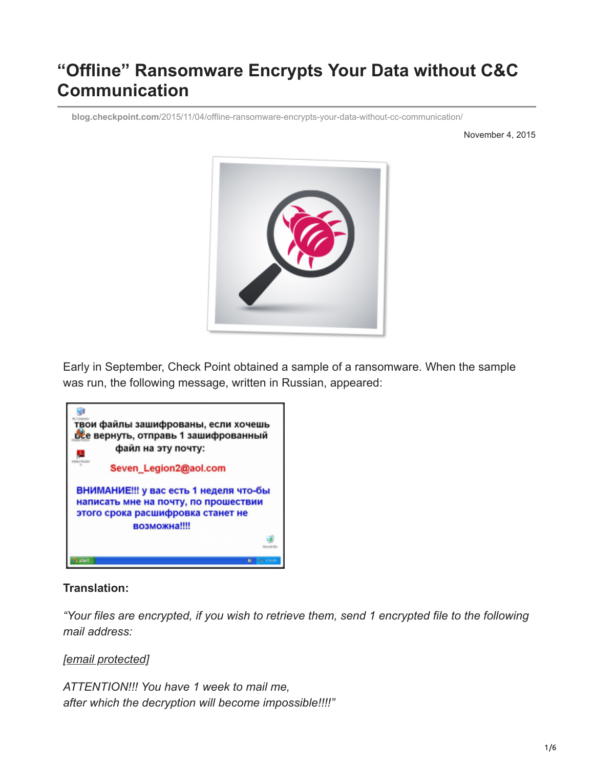# "Offline" Ransomware Encrypts Your Data without C&C Communication

blog.checkpoint.com/2015/11/04/offline-ransomware-encrypts-your-data-without-cc-communication/

November 4, 2015

Early in September, Check Point obtained a sample of a ransomware. When the sample was run, the following message, written in Russian, appeared:

**Translation:**

*"Your files are encrypted, if you wish to retrieve them, send 1 encrypted file to the following mail address:*

*[email protected]*

*ATTENTION!!! You have 1 week to mail me,*
*after which the decryption will become impossible!!!!"*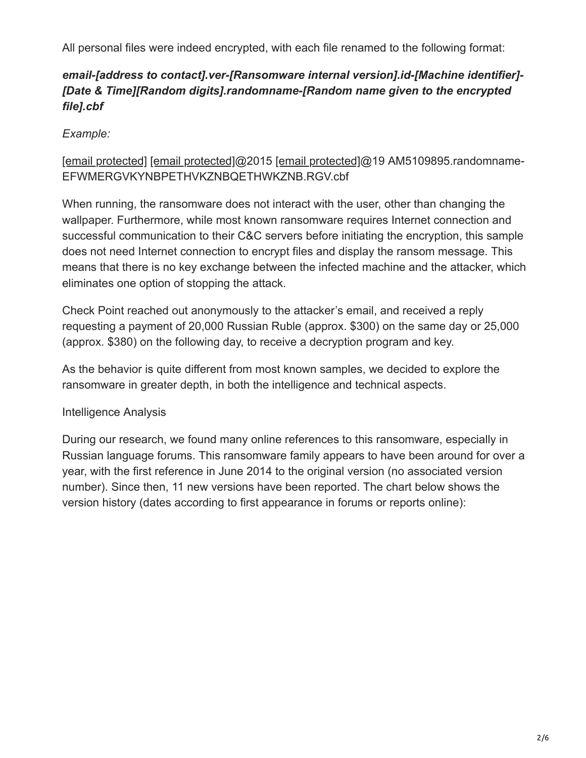All personal files were indeed encrypted, with each file renamed to the following format:

***email-[address to contact].ver-[Ransomware internal version].id-[Machine identifier]-[Date & Time][Random digits].randomname-[Random name given to the encrypted file].cbf***

*Example:*

[email protected] [email protected]@2015 [email protected]@19 AM5109895.randomname-EFWMERGVKYNBPETHVKZNBQETHWKZNB.RGV.cbf

When running, the ransomware does not interact with the user, other than changing the wallpaper. Furthermore, while most known ransomware requires Internet connection and successful communication to their C&C servers before initiating the encryption, this sample does not need Internet connection to encrypt files and display the ransom message. This means that there is no key exchange between the infected machine and the attacker, which eliminates one option of stopping the attack.

Check Point reached out anonymously to the attacker's email, and received a reply requesting a payment of 20,000 Russian Ruble (approx. $300) on the same day or 25,000 (approx. $380) on the following day, to receive a decryption program and key.

As the behavior is quite different from most known samples, we decided to explore the ransomware in greater depth, in both the intelligence and technical aspects.

Intelligence Analysis

During our research, we found many online references to this ransomware, especially in Russian language forums. This ransomware family appears to have been around for over a year, with the first reference in June 2014 to the original version (no associated version number). Since then, 11 new versions have been reported. The chart below shows the version history (dates according to first appearance in forums or reports online):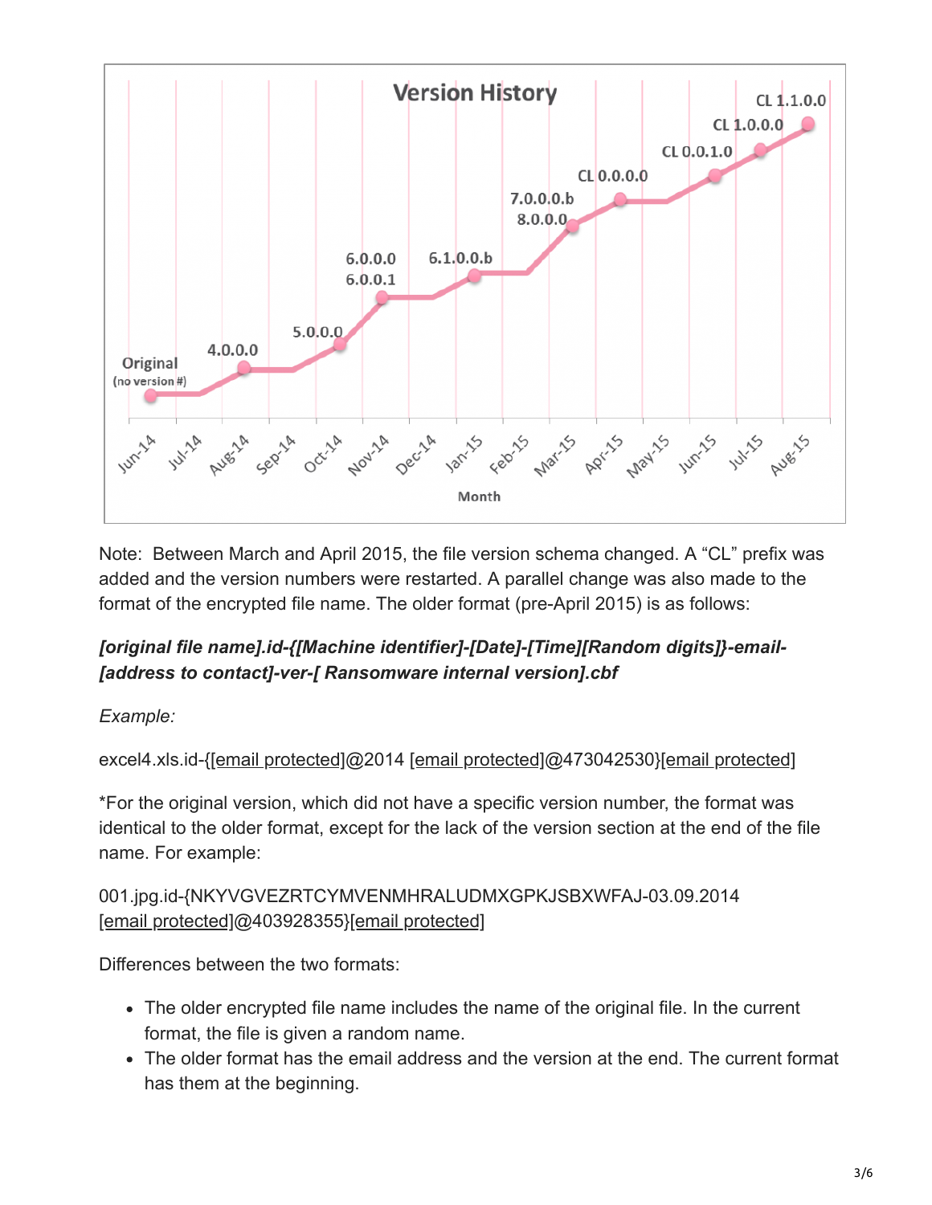Note: Between March and April 2015, the file version schema changed. A "CL" prefix was added and the version numbers were restarted. A parallel change was also made to the format of the encrypted file name. The older format (pre-April 2015) is as follows:

***[original file name].id-{[Machine identifier]-[Date]-[Time][Random digits]}-email-[address to contact]-ver-[ Ransomware internal version].cbf***

*Example:*

excel4.xls.id-{[email protected]@2014 [email protected]@473042530}[email protected]

*For the original version, which did not have a specific version number, the format was identical to the older format, except for the lack of the version section at the end of the file name. For example:

001.jpg.id-{NKYVGVEZRTCYMVENMHRALUDMXGPKJSBXWFAJ-03.09.2014 [email protected]@403928355}[email protected]

Differences between the two formats:

- The older encrypted file name includes the name of the original file. In the current format, the file is given a random name.
- The older format has the email address and the version at the end. The current format has them at the beginning.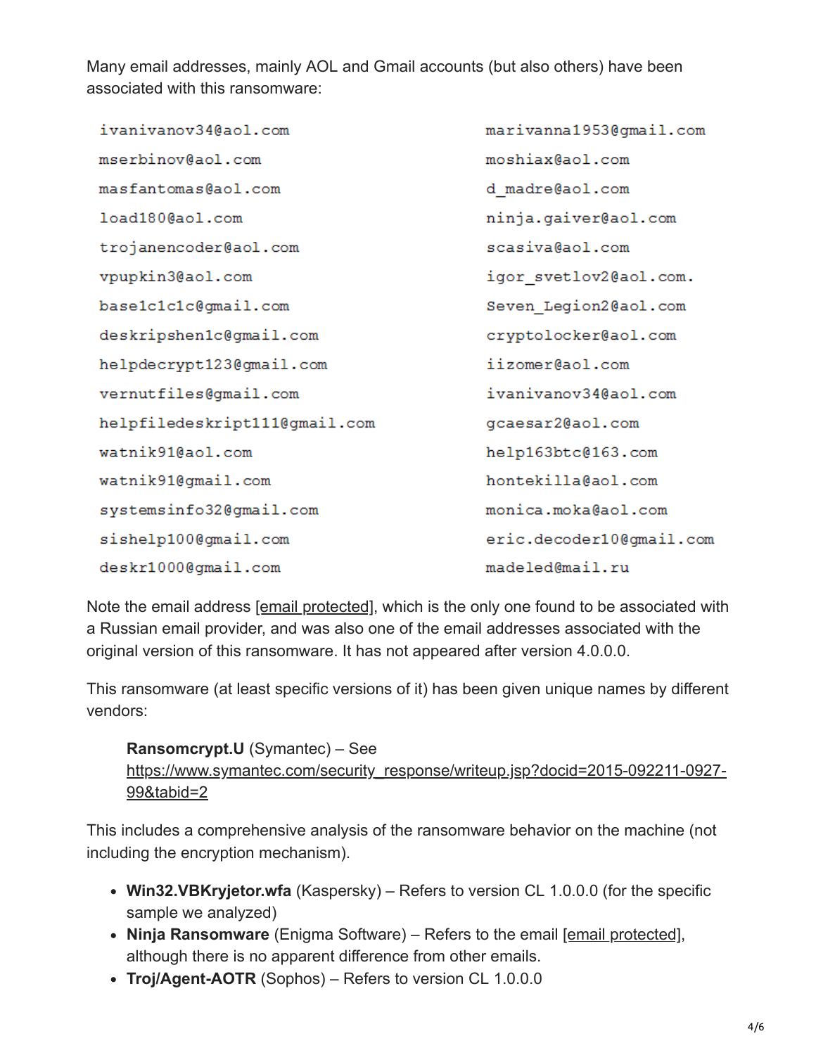Many email addresses, mainly AOL and Gmail accounts (but also others) have been associated with this ransomware:

```
ivanivanov34@aol.com          marivanna1953@gmail.com
mserbinov@aol.com             moshiax@aol.com
masfantomas@aol.com           d_madre@aol.com
load180@aol.com               ninja.gaiver@aol.com
trojanencoder@aol.com         scasiva@aol.com
vpupkin3@aol.com              igor_svetlov2@aol.com.
base1c1c1c@gmail.com          Seven_Legion2@aol.com
deskripshen1c@gmail.com       cryptolocker@aol.com
helpdecrypt123@gmail.com      iizomer@aol.com
vernutfiles@gmail.com         ivanivanov34@aol.com
helpfiledeskript111@gmail.com gcaesar2@aol.com
watnik91@aol.com              help163btc@163.com
watnik91@gmail.com            hontekilla@aol.com
systemsinfo32@gmail.com       monica.moka@aol.com
sishelp100@gmail.com          eric.decoder10@gmail.com
deskr1000@gmail.com           madeled@mail.ru
```

Note the email address [email protected], which is the only one found to be associated with a Russian email provider, and was also one of the email addresses associated with the original version of this ransomware. It has not appeared after version 4.0.0.0.

This ransomware (at least specific versions of it) has been given unique names by different vendors:

> **Ransomcrypt.U** (Symantec) – See https://www.symantec.com/security_response/writeup.jsp?docid=2015-092211-0927-99&tabid=2

This includes a comprehensive analysis of the ransomware behavior on the machine (not including the encryption mechanism).

- **Win32.VBKryjetor.wfa** (Kaspersky) – Refers to version CL 1.0.0.0 (for the specific sample we analyzed)
- **Ninja Ransomware** (Enigma Software) – Refers to the email [email protected], although there is no apparent difference from other emails.
- **Troj/Agent-AOTR** (Sophos) – Refers to version CL 1.0.0.0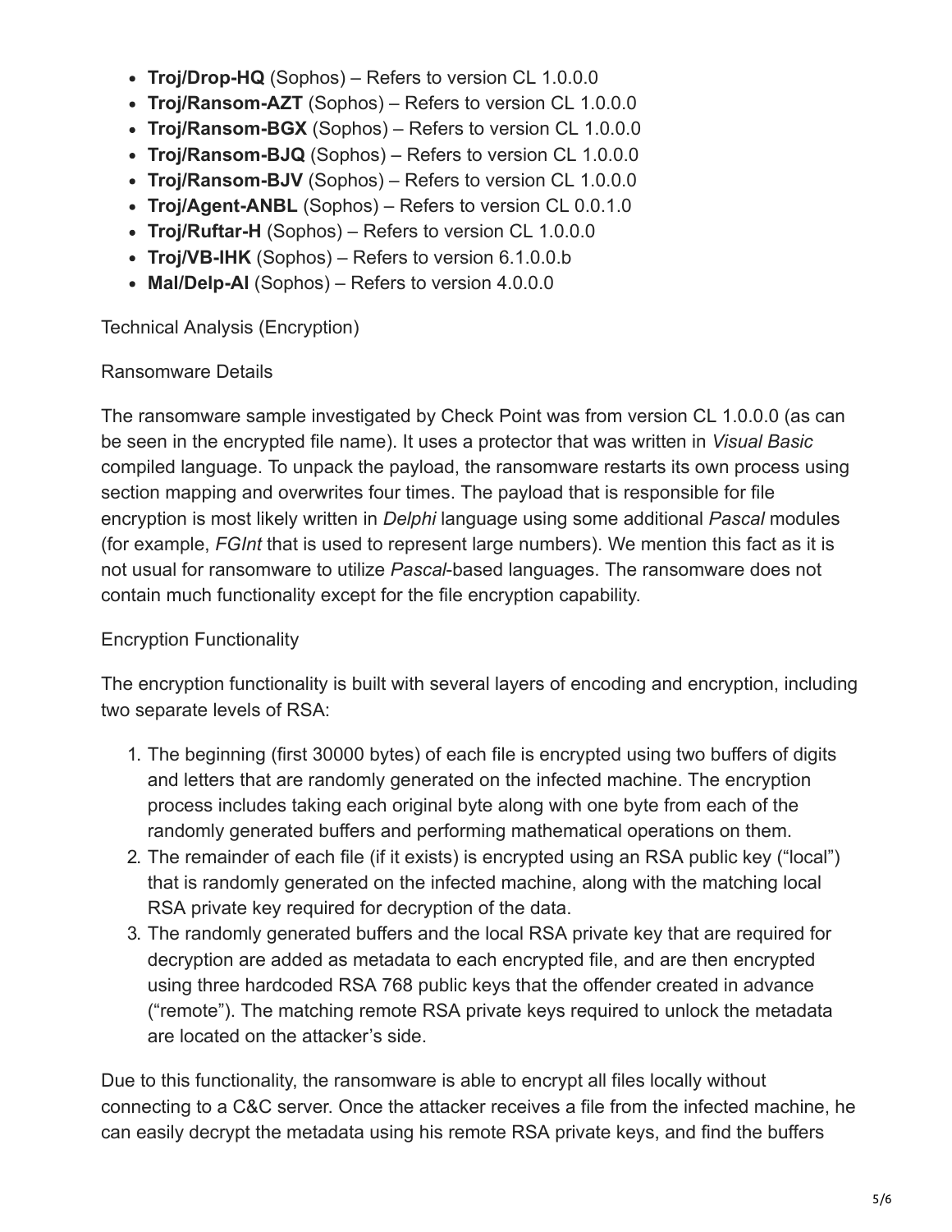- **Troj/Drop-HQ** (Sophos) – Refers to version CL 1.0.0.0
- **Troj/Ransom-AZT** (Sophos) – Refers to version CL 1.0.0.0
- **Troj/Ransom-BGX** (Sophos) – Refers to version CL 1.0.0.0
- **Troj/Ransom-BJQ** (Sophos) – Refers to version CL 1.0.0.0
- **Troj/Ransom-BJV** (Sophos) – Refers to version CL 1.0.0.0
- **Troj/Agent-ANBL** (Sophos) – Refers to version CL 0.0.1.0
- **Troj/Ruftar-H** (Sophos) – Refers to version CL 1.0.0.0
- **Troj/VB-IHK** (Sophos) – Refers to version 6.1.0.0.b
- **Mal/Delp-AI** (Sophos) – Refers to version 4.0.0.0

Technical Analysis (Encryption)

Ransomware Details

The ransomware sample investigated by Check Point was from version CL 1.0.0.0 (as can be seen in the encrypted file name). It uses a protector that was written in *Visual Basic* compiled language. To unpack the payload, the ransomware restarts its own process using section mapping and overwrites four times. The payload that is responsible for file encryption is most likely written in *Delphi* language using some additional *Pascal* modules (for example, *FGInt* that is used to represent large numbers). We mention this fact as it is not usual for ransomware to utilize *Pascal*-based languages. The ransomware does not contain much functionality except for the file encryption capability.

Encryption Functionality

The encryption functionality is built with several layers of encoding and encryption, including two separate levels of RSA:

1. The beginning (first 30000 bytes) of each file is encrypted using two buffers of digits and letters that are randomly generated on the infected machine. The encryption process includes taking each original byte along with one byte from each of the randomly generated buffers and performing mathematical operations on them.
2. The remainder of each file (if it exists) is encrypted using an RSA public key ("local") that is randomly generated on the infected machine, along with the matching local RSA private key required for decryption of the data.
3. The randomly generated buffers and the local RSA private key that are required for decryption are added as metadata to each encrypted file, and are then encrypted using three hardcoded RSA 768 public keys that the offender created in advance ("remote"). The matching remote RSA private keys required to unlock the metadata are located on the attacker's side.

Due to this functionality, the ransomware is able to encrypt all files locally without connecting to a C&C server. Once the attacker receives a file from the infected machine, he can easily decrypt the metadata using his remote RSA private keys, and find the buffers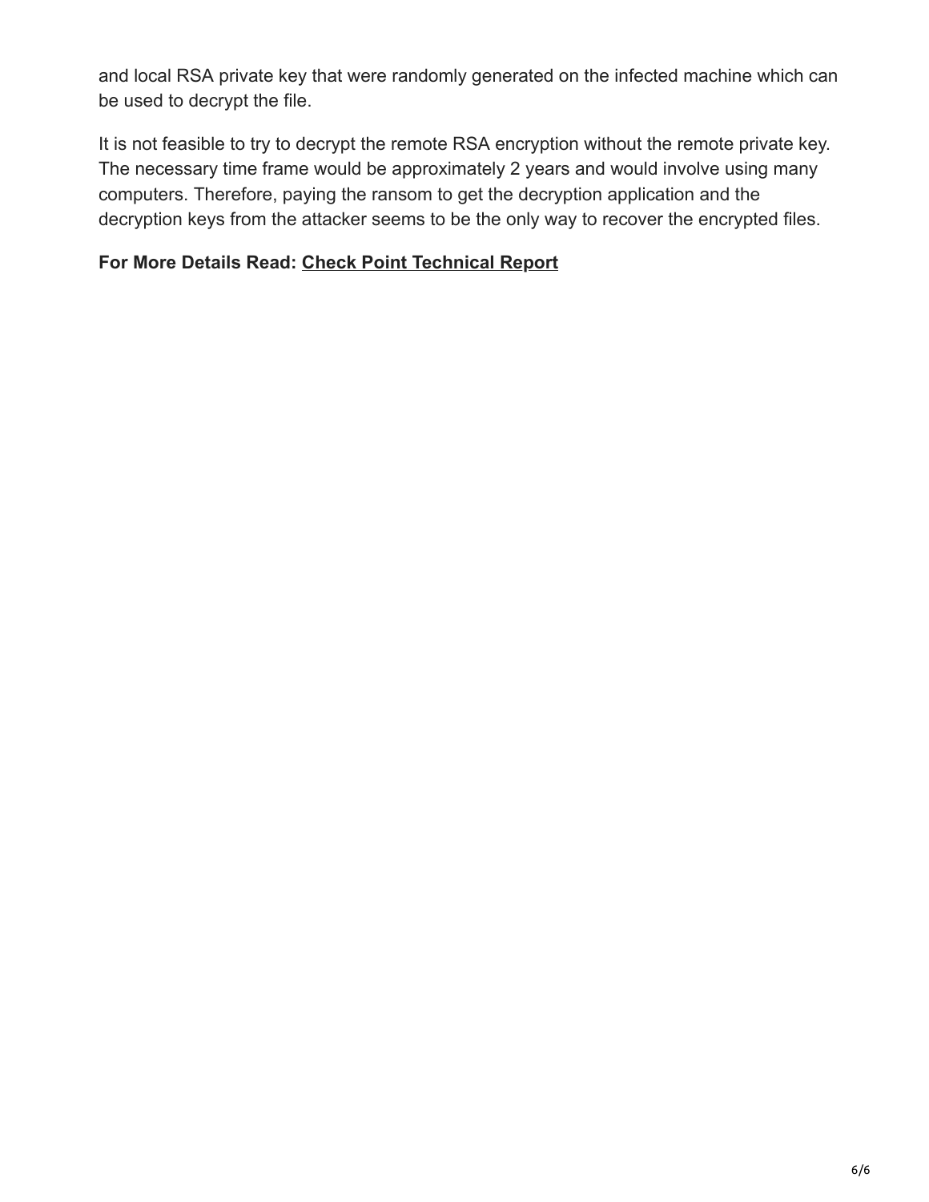and local RSA private key that were randomly generated on the infected machine which can be used to decrypt the file.

It is not feasible to try to decrypt the remote RSA encryption without the remote private key. The necessary time frame would be approximately 2 years and would involve using many computers. Therefore, paying the ransom to get the decryption application and the decryption keys from the attacker seems to be the only way to recover the encrypted files.

**For More Details Read: Check Point Technical Report**